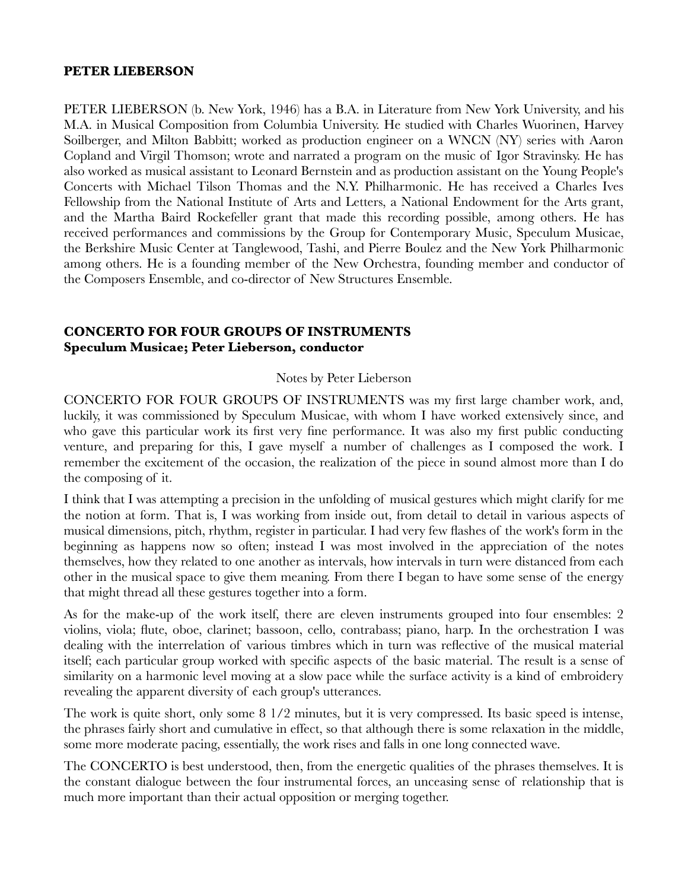**PETER LIEBERSON**

PETER LIEBERSON (b. New York, 1946) has a B.A. in Literature from New York University, and his M.A. in Musical Composition from Columbia University. He studied with Charles Wuorinen, Harvey Soilberger, and Milton Babbitt; worked as production engineer on a WNCN (NY) series with Aaron Copland and Virgil Thomson; wrote and narrated a program on the music of Igor Stravinsky. He has also worked as musical assistant to Leonard Bernstein and as production assistant on the Young People's Concerts with Michael Tilson Thomas and the N.Y. Philharmonic. He has received a Charles Ives Fellowship from the National Institute of Arts and Letters, a National Endowment for the Arts grant, and the Martha Baird Rockefeller grant that made this recording possible, among others. He has received performances and commissions by the Group for Contemporary Music, Speculum Musicae, the Berkshire Music Center at Tanglewood, Tashi, and Pierre Boulez and the New York Philharmonic among others. He is a founding member of the New Orchestra, founding member and conductor of the Composers Ensemble, and co-director of New Structures Ensemble.

**CONCERTO FOR FOUR GROUPS OF INSTRUMENTS**
**Speculum Musicae; Peter Lieberson, conductor**

Notes by Peter Lieberson

CONCERTO FOR FOUR GROUPS OF INSTRUMENTS was my first large chamber work, and, luckily, it was commissioned by Speculum Musicae, with whom I have worked extensively since, and who gave this particular work its first very fine performance. It was also my first public conducting venture, and preparing for this, I gave myself a number of challenges as I composed the work. I remember the excitement of the occasion, the realization of the piece in sound almost more than I do the composing of it.

I think that I was attempting a precision in the unfolding of musical gestures which might clarify for me the notion at form. That is, I was working from inside out, from detail to detail in various aspects of musical dimensions, pitch, rhythm, register in particular. I had very few flashes of the work's form in the beginning as happens now so often; instead I was most involved in the appreciation of the notes themselves, how they related to one another as intervals, how intervals in turn were distanced from each other in the musical space to give them meaning. From there I began to have some sense of the energy that might thread all these gestures together into a form.

As for the make-up of the work itself, there are eleven instruments grouped into four ensembles: 2 violins, viola; flute, oboe, clarinet; bassoon, cello, contrabass; piano, harp. In the orchestration I was dealing with the interrelation of various timbres which in turn was reflective of the musical material itself; each particular group worked with specific aspects of the basic material. The result is a sense of similarity on a harmonic level moving at a slow pace while the surface activity is a kind of embroidery revealing the apparent diversity of each group's utterances.

The work is quite short, only some 8 1/2 minutes, but it is very compressed. Its basic speed is intense, the phrases fairly short and cumulative in effect, so that although there is some relaxation in the middle, some more moderate pacing, essentially, the work rises and falls in one long connected wave.

The CONCERTO is best understood, then, from the energetic qualities of the phrases themselves. It is the constant dialogue between the four instrumental forces, an unceasing sense of relationship that is much more important than their actual opposition or merging together.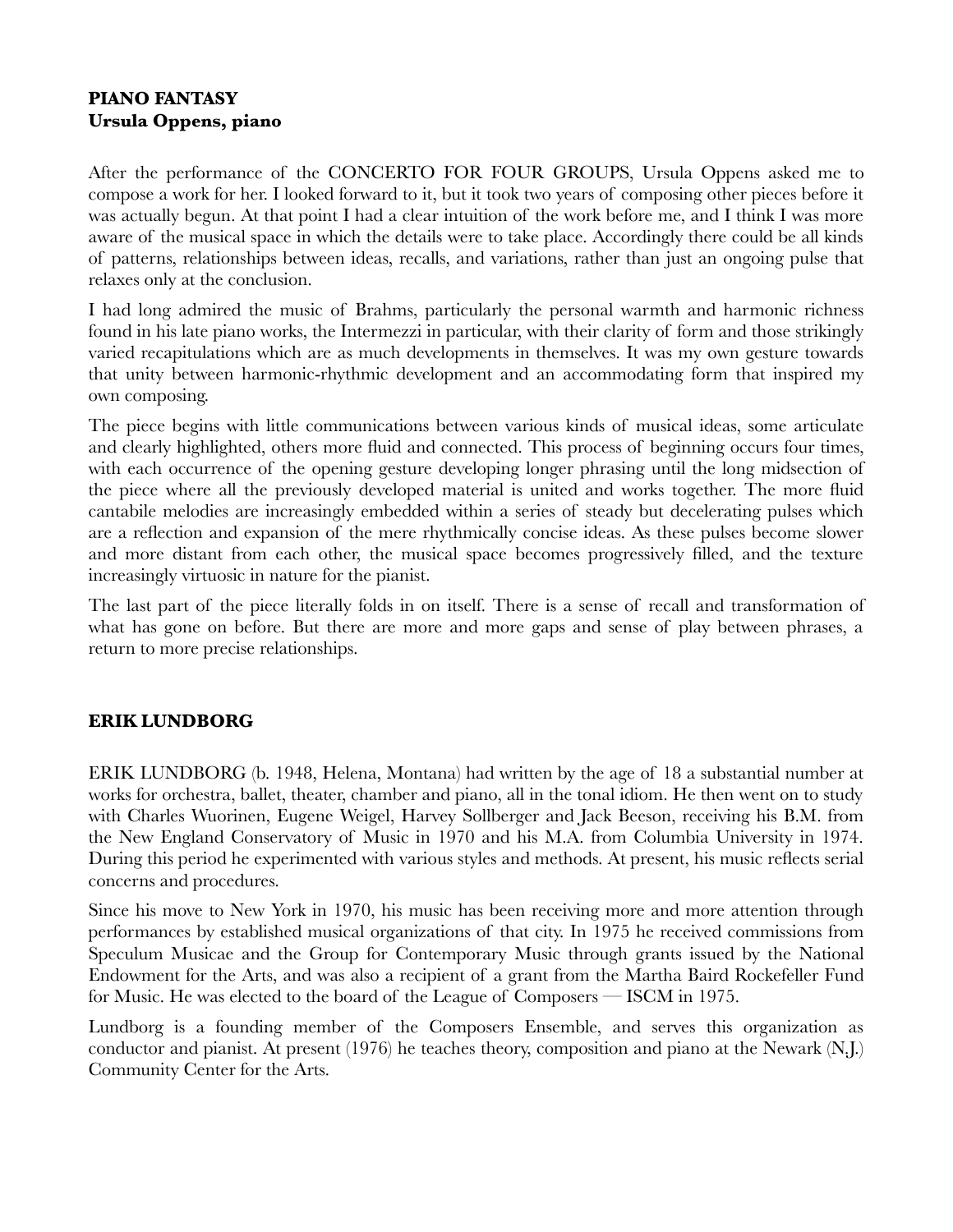**PIANO FANTASY**
**Ursula Oppens, piano**

After the performance of the CONCERTO FOR FOUR GROUPS, Ursula Oppens asked me to compose a work for her. I looked forward to it, but it took two years of composing other pieces before it was actually begun. At that point I had a clear intuition of the work before me, and I think I was more aware of the musical space in which the details were to take place. Accordingly there could be all kinds of patterns, relationships between ideas, recalls, and variations, rather than just an ongoing pulse that relaxes only at the conclusion.

I had long admired the music of Brahms, particularly the personal warmth and harmonic richness found in his late piano works, the Intermezzi in particular, with their clarity of form and those strikingly varied recapitulations which are as much developments in themselves. It was my own gesture towards that unity between harmonic-rhythmic development and an accommodating form that inspired my own composing.

The piece begins with little communications between various kinds of musical ideas, some articulate and clearly highlighted, others more fluid and connected. This process of beginning occurs four times, with each occurrence of the opening gesture developing longer phrasing until the long midsection of the piece where all the previously developed material is united and works together. The more fluid cantabile melodies are increasingly embedded within a series of steady but decelerating pulses which are a reflection and expansion of the mere rhythmically concise ideas. As these pulses become slower and more distant from each other, the musical space becomes progressively filled, and the texture increasingly virtuosic in nature for the pianist.

The last part of the piece literally folds in on itself. There is a sense of recall and transformation of what has gone on before. But there are more and more gaps and sense of play between phrases, a return to more precise relationships.

**ERIK LUNDBORG**

ERIK LUNDBORG (b. 1948, Helena, Montana) had written by the age of 18 a substantial number at works for orchestra, ballet, theater, chamber and piano, all in the tonal idiom. He then went on to study with Charles Wuorinen, Eugene Weigel, Harvey Sollberger and Jack Beeson, receiving his B.M. from the New England Conservatory of Music in 1970 and his M.A. from Columbia University in 1974. During this period he experimented with various styles and methods. At present, his music reflects serial concerns and procedures.

Since his move to New York in 1970, his music has been receiving more and more attention through performances by established musical organizations of that city. In 1975 he received commissions from Speculum Musicae and the Group for Contemporary Music through grants issued by the National Endowment for the Arts, and was also a recipient of a grant from the Martha Baird Rockefeller Fund for Music. He was elected to the board of the League of Composers — ISCM in 1975.

Lundborg is a founding member of the Composers Ensemble, and serves this organization as conductor and pianist. At present (1976) he teaches theory, composition and piano at the Newark (N.J.) Community Center for the Arts.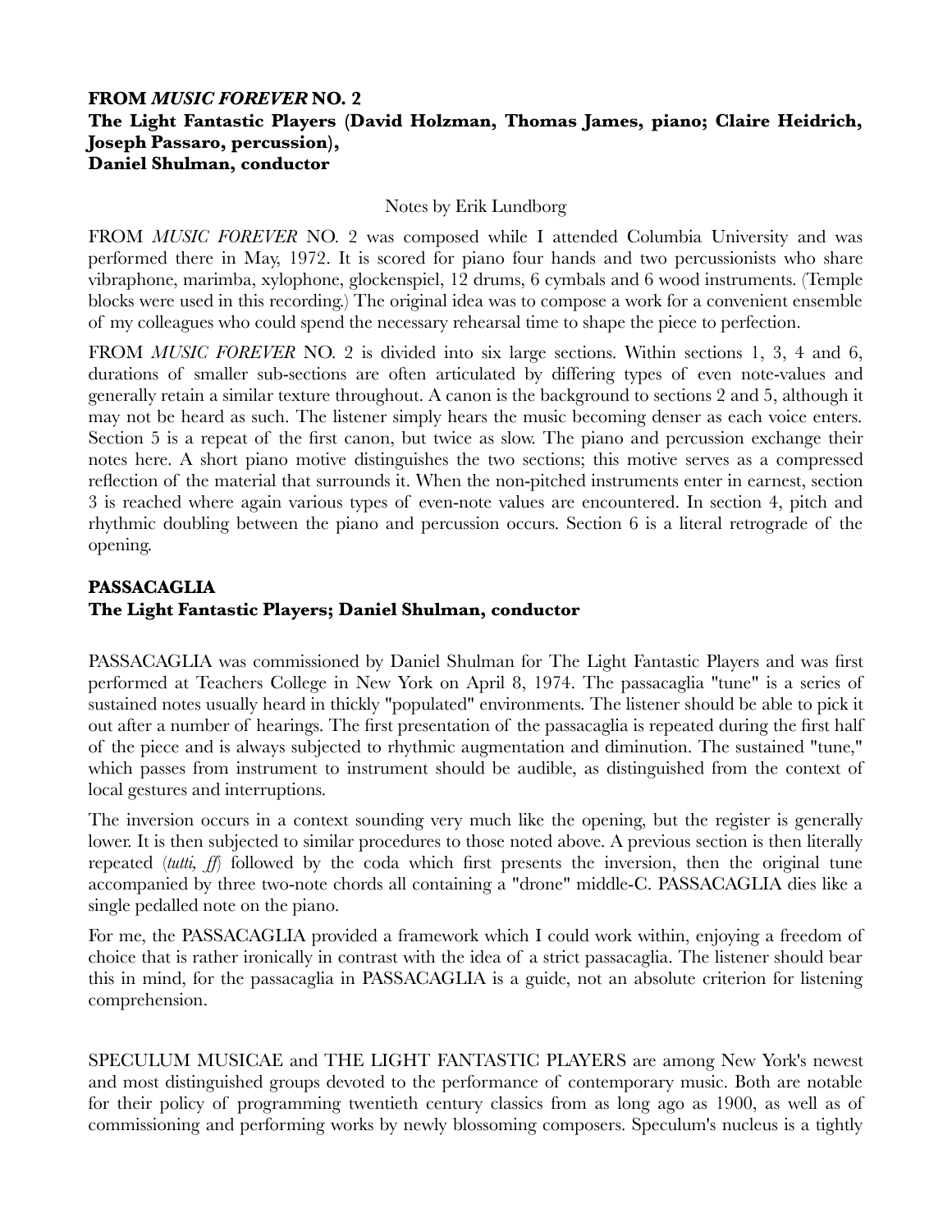**FROM *MUSIC FOREVER* NO. 2**
**The Light Fantastic Players (David Holzman, Thomas James, piano; Claire Heidrich, Joseph Passaro, percussion),**
**Daniel Shulman, conductor**

Notes by Erik Lundborg

FROM *MUSIC FOREVER* NO. 2 was composed while I attended Columbia University and was performed there in May, 1972. It is scored for piano four hands and two percussionists who share vibraphone, marimba, xylophone, glockenspiel, 12 drums, 6 cymbals and 6 wood instruments. (Temple blocks were used in this recording.) The original idea was to compose a work for a convenient ensemble of my colleagues who could spend the necessary rehearsal time to shape the piece to perfection.

FROM *MUSIC FOREVER* NO. 2 is divided into six large sections. Within sections 1, 3, 4 and 6, durations of smaller sub-sections are often articulated by differing types of even note-values and generally retain a similar texture throughout. A canon is the background to sections 2 and 5, although it may not be heard as such. The listener simply hears the music becoming denser as each voice enters. Section 5 is a repeat of the first canon, but twice as slow. The piano and percussion exchange their notes here. A short piano motive distinguishes the two sections; this motive serves as a compressed reflection of the material that surrounds it. When the non-pitched instruments enter in earnest, section 3 is reached where again various types of even-note values are encountered. In section 4, pitch and rhythmic doubling between the piano and percussion occurs. Section 6 is a literal retrograde of the opening.

**PASSACAGLIA**
**The Light Fantastic Players; Daniel Shulman, conductor**

PASSACAGLIA was commissioned by Daniel Shulman for The Light Fantastic Players and was first performed at Teachers College in New York on April 8, 1974. The passacaglia "tune" is a series of sustained notes usually heard in thickly "populated" environments. The listener should be able to pick it out after a number of hearings. The first presentation of the passacaglia is repeated during the first half of the piece and is always subjected to rhythmic augmentation and diminution. The sustained "tune," which passes from instrument to instrument should be audible, as distinguished from the context of local gestures and interruptions.

The inversion occurs in a context sounding very much like the opening, but the register is generally lower. It is then subjected to similar procedures to those noted above. A previous section is then literally repeated (*tutti, ff*) followed by the coda which first presents the inversion, then the original tune accompanied by three two-note chords all containing a "drone" middle-C. PASSACAGLIA dies like a single pedalled note on the piano.

For me, the PASSACAGLIA provided a framework which I could work within, enjoying a freedom of choice that is rather ironically in contrast with the idea of a strict passacaglia. The listener should bear this in mind, for the passacaglia in PASSACAGLIA is a guide, not an absolute criterion for listening comprehension.

SPECULUM MUSICAE and THE LIGHT FANTASTIC PLAYERS are among New York's newest and most distinguished groups devoted to the performance of contemporary music. Both are notable for their policy of programming twentieth century classics from as long ago as 1900, as well as of commissioning and performing works by newly blossoming composers. Speculum's nucleus is a tightly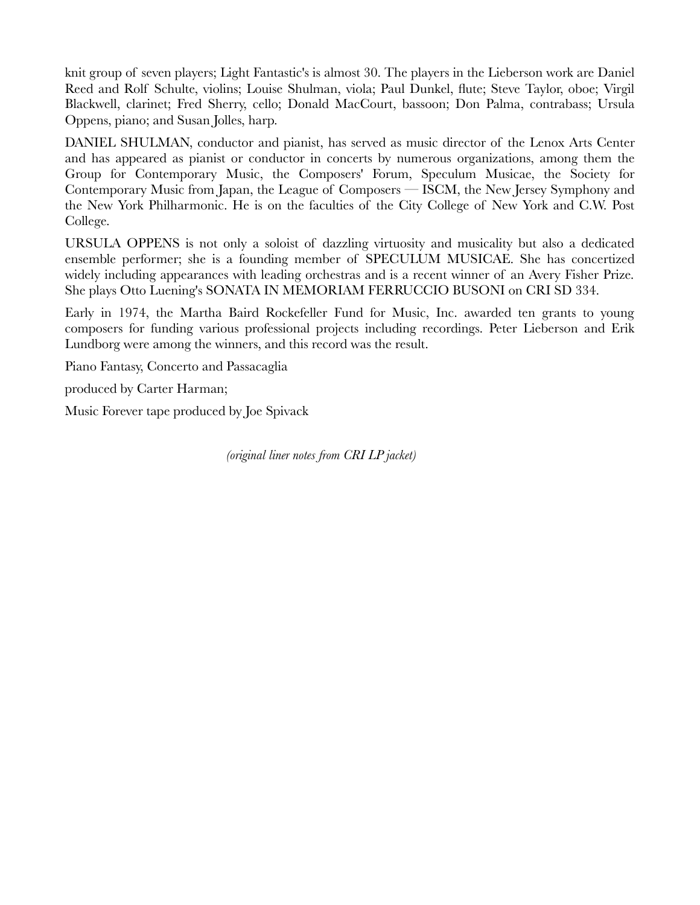knit group of seven players; Light Fantastic's is almost 30. The players in the Lieberson work are Daniel Reed and Rolf Schulte, violins; Louise Shulman, viola; Paul Dunkel, flute; Steve Taylor, oboe; Virgil Blackwell, clarinet; Fred Sherry, cello; Donald MacCourt, bassoon; Don Palma, contrabass; Ursula Oppens, piano; and Susan Jolles, harp.

DANIEL SHULMAN, conductor and pianist, has served as music director of the Lenox Arts Center and has appeared as pianist or conductor in concerts by numerous organizations, among them the Group for Contemporary Music, the Composers' Forum, Speculum Musicae, the Society for Contemporary Music from Japan, the League of Composers — ISCM, the New Jersey Symphony and the New York Philharmonic. He is on the faculties of the City College of New York and C.W. Post College.

URSULA OPPENS is not only a soloist of dazzling virtuosity and musicality but also a dedicated ensemble performer; she is a founding member of SPECULUM MUSICAE. She has concertized widely including appearances with leading orchestras and is a recent winner of an Avery Fisher Prize. She plays Otto Luening's SONATA IN MEMORIAM FERRUCCIO BUSONI on CRI SD 334.

Early in 1974, the Martha Baird Rockefeller Fund for Music, Inc. awarded ten grants to young composers for funding various professional projects including recordings. Peter Lieberson and Erik Lundborg were among the winners, and this record was the result.

Piano Fantasy, Concerto and Passacaglia

produced by Carter Harman;

Music Forever tape produced by Joe Spivack

*(original liner notes from CRI LP jacket)*